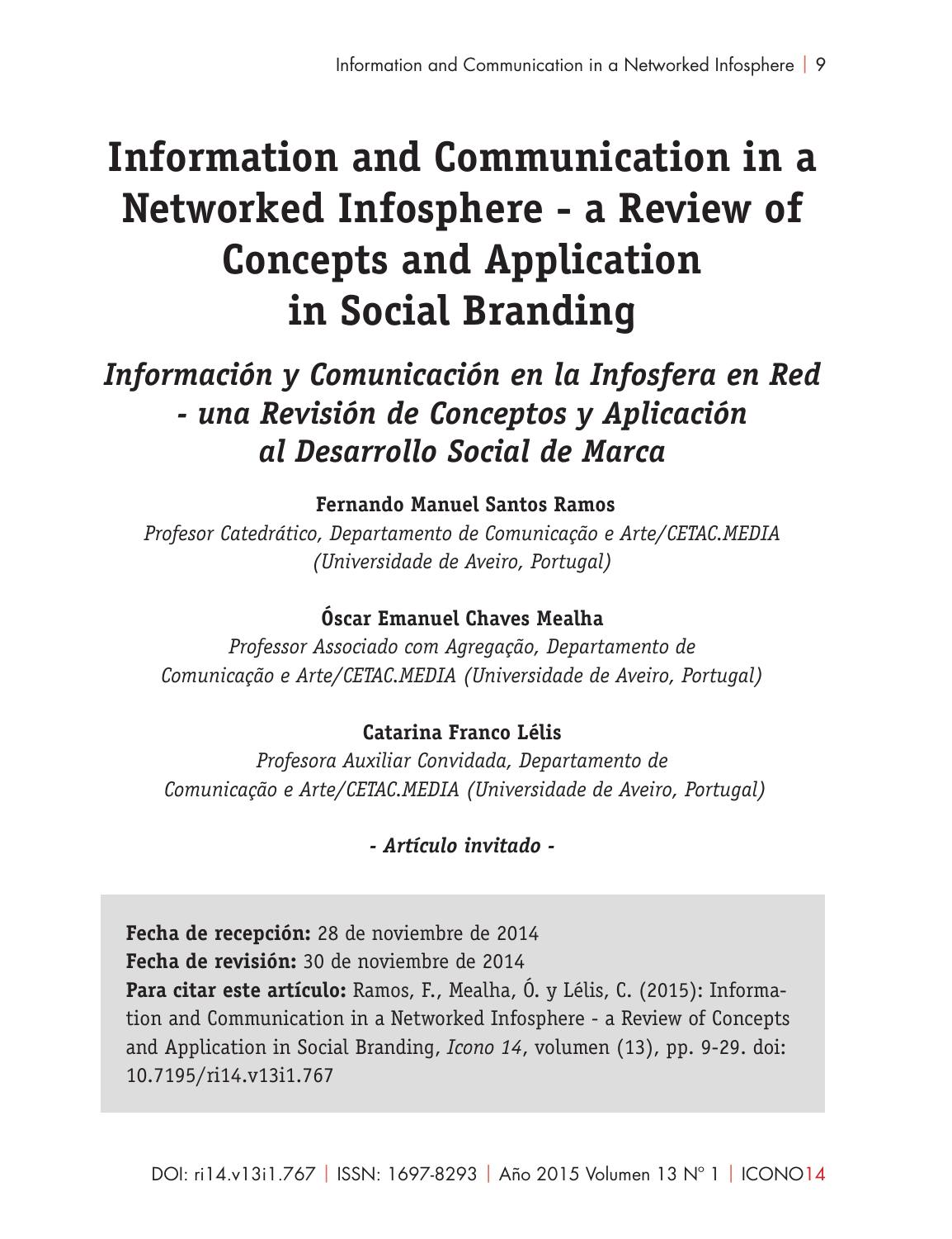# Information and Communication in a Networked Infosphere - a Review of Concepts and Application in Social Branding

## *Información y Comunicación en la Infosfera en Red - una Revisión de Conceptos y Aplicación al Desarrollo Social de Marca*

**Fernando Manuel Santos Ramos**

*Profesor Catedrático, Departamento de Comunicação e Arte/CETAC.MEDIA (Universidade de Aveiro, Portugal)*

**Óscar Emanuel Chaves Mealha**

*Professor Associado com Agregação, Departamento de Comunicação e Arte/CETAC.MEDIA (Universidade de Aveiro, Portugal)*

**Catarina Franco Lélis**

*Profesora Auxiliar Convidada, Departamento de Comunicação e Arte/CETAC.MEDIA (Universidade de Aveiro, Portugal)*

*- Artículo invitado -*

**Fecha de recepción:** 28 de noviembre de 2014
**Fecha de revisión:** 30 de noviembre de 2014
**Para citar este artículo:** Ramos, F., Mealha, Ó. y Lélis, C. (2015): Information and Communication in a Networked Infosphere - a Review of Concepts and Application in Social Branding, *Icono 14*, volumen (13), pp. 9-29. doi: 10.7195/ri14.v13i1.767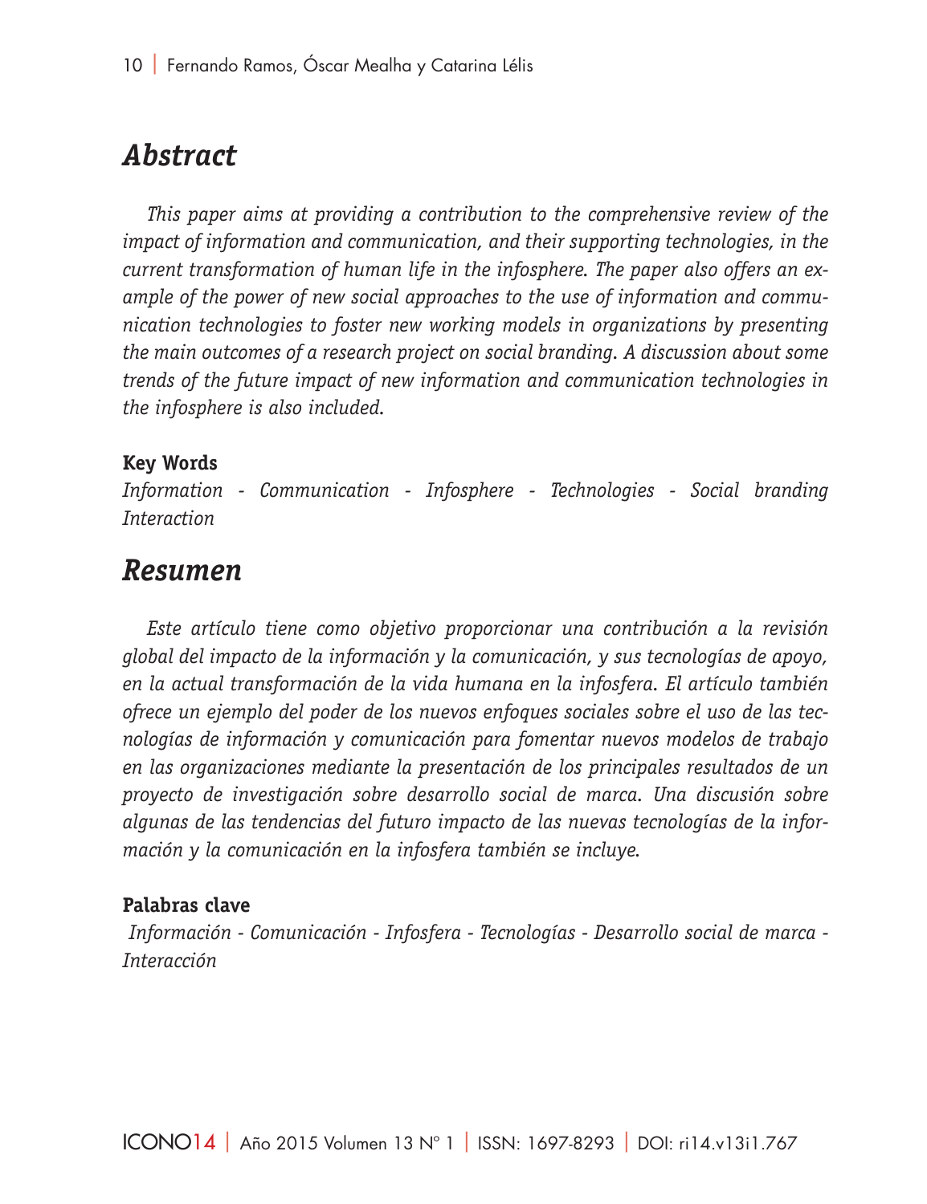## *Abstract*

*This paper aims at providing a contribution to the comprehensive review of the impact of information and communication, and their supporting technologies, in the current transformation of human life in the infosphere. The paper also offers an example of the power of new social approaches to the use of information and communication technologies to foster new working models in organizations by presenting the main outcomes of a research project on social branding. A discussion about some trends of the future impact of new information and communication technologies in the infosphere is also included.*

**Key Words**

*Information - Communication - Infosphere - Technologies - Social branding Interaction*

## *Resumen*

*Este artículo tiene como objetivo proporcionar una contribución a la revisión global del impacto de la información y la comunicación, y sus tecnologías de apoyo, en la actual transformación de la vida humana en la infosfera. El artículo también ofrece un ejemplo del poder de los nuevos enfoques sociales sobre el uso de las tecnologías de información y comunicación para fomentar nuevos modelos de trabajo en las organizaciones mediante la presentación de los principales resultados de un proyecto de investigación sobre desarrollo social de marca. Una discusión sobre algunas de las tendencias del futuro impacto de las nuevas tecnologías de la información y la comunicación en la infosfera también se incluye.*

**Palabras clave**

*Información - Comunicación - Infosfera - Tecnologías - Desarrollo social de marca - Interacción*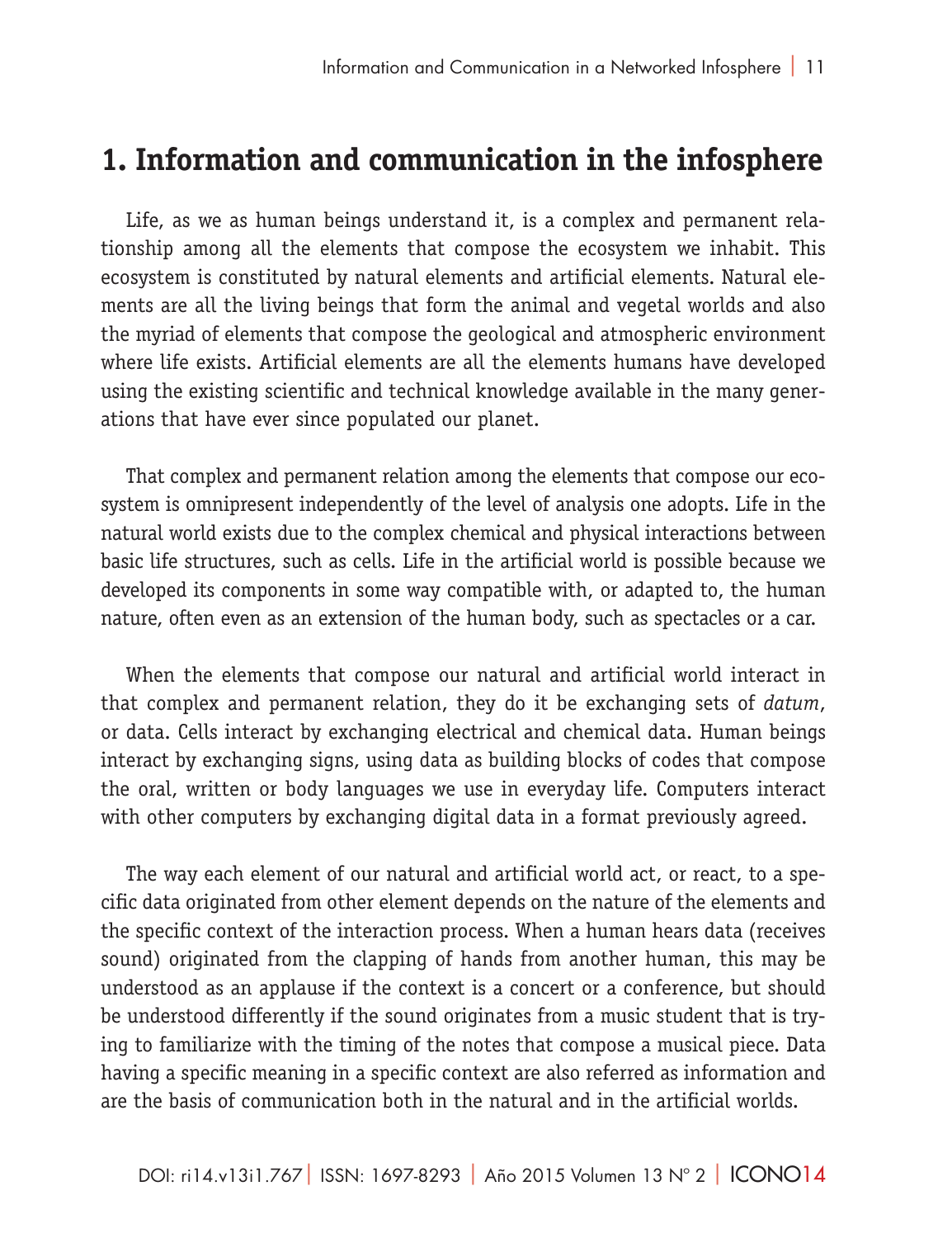## 1. Information and communication in the infosphere

Life, as we as human beings understand it, is a complex and permanent relationship among all the elements that compose the ecosystem we inhabit. This ecosystem is constituted by natural elements and artificial elements. Natural elements are all the living beings that form the animal and vegetal worlds and also the myriad of elements that compose the geological and atmospheric environment where life exists. Artificial elements are all the elements humans have developed using the existing scientific and technical knowledge available in the many generations that have ever since populated our planet.

That complex and permanent relation among the elements that compose our ecosystem is omnipresent independently of the level of analysis one adopts. Life in the natural world exists due to the complex chemical and physical interactions between basic life structures, such as cells. Life in the artificial world is possible because we developed its components in some way compatible with, or adapted to, the human nature, often even as an extension of the human body, such as spectacles or a car.

When the elements that compose our natural and artificial world interact in that complex and permanent relation, they do it be exchanging sets of *datum*, or data. Cells interact by exchanging electrical and chemical data. Human beings interact by exchanging signs, using data as building blocks of codes that compose the oral, written or body languages we use in everyday life. Computers interact with other computers by exchanging digital data in a format previously agreed.

The way each element of our natural and artificial world act, or react, to a specific data originated from other element depends on the nature of the elements and the specific context of the interaction process. When a human hears data (receives sound) originated from the clapping of hands from another human, this may be understood as an applause if the context is a concert or a conference, but should be understood differently if the sound originates from a music student that is trying to familiarize with the timing of the notes that compose a musical piece. Data having a specific meaning in a specific context are also referred as information and are the basis of communication both in the natural and in the artificial worlds.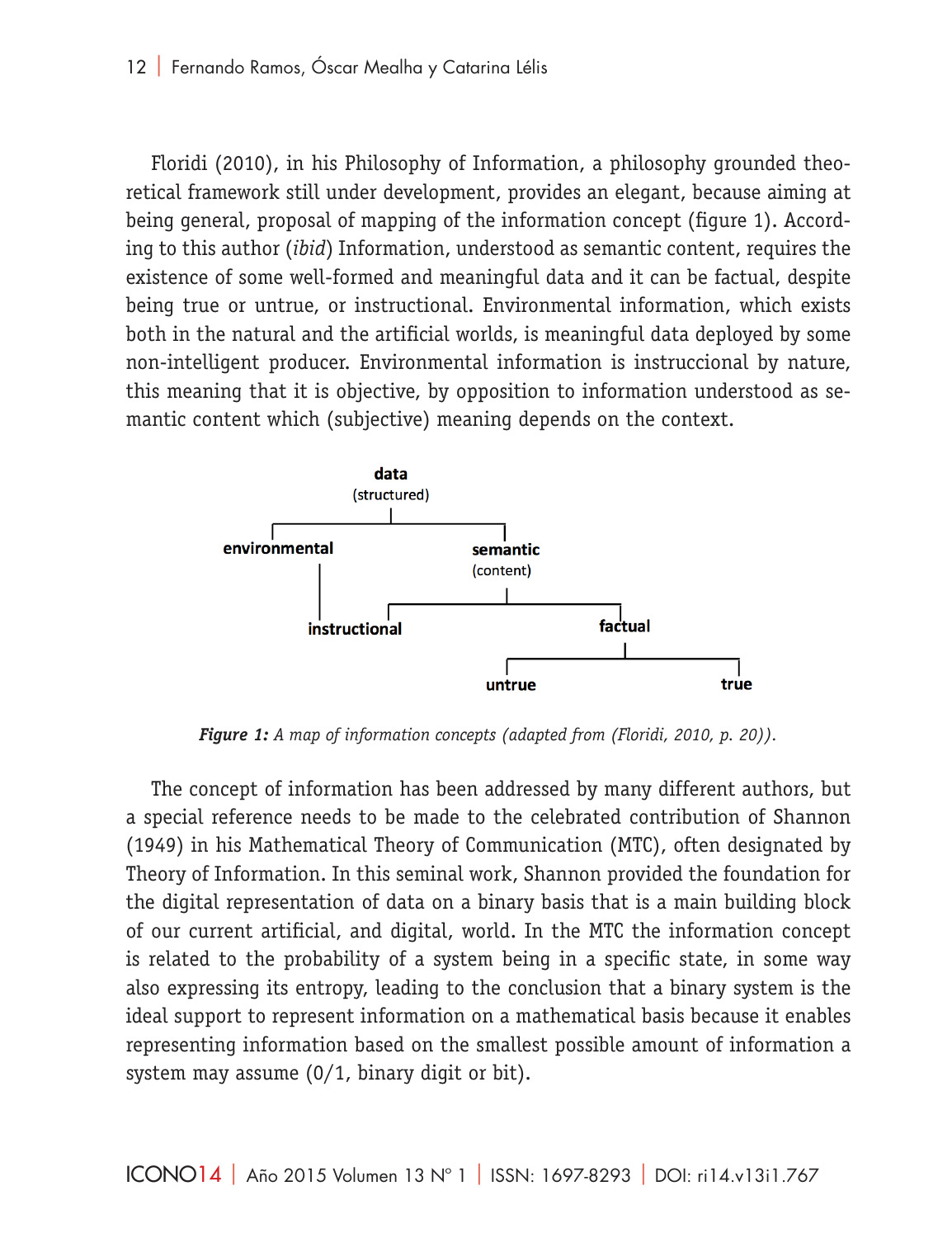Floridi (2010), in his Philosophy of Information, a philosophy grounded theoretical framework still under development, provides an elegant, because aiming at being general, proposal of mapping of the information concept (figure 1). According to this author (*ibid*) Information, understood as semantic content, requires the existence of some well-formed and meaningful data and it can be factual, despite being true or untrue, or instructional. Environmental information, which exists both in the natural and the artificial worlds, is meaningful data deployed by some non-intelligent producer. Environmental information is instruccional by nature, this meaning that it is objective, by opposition to information understood as semantic content which (subjective) meaning depends on the context.

**data** (structured)
- **environmental**
  - **instructional**
- **semantic** (content)
  - **instructional**
  - **factual**
    - **untrue**
    - **true**

***Figure 1:*** *A map of information concepts (adapted from (Floridi, 2010, p. 20)).*

The concept of information has been addressed by many different authors, but a special reference needs to be made to the celebrated contribution of Shannon (1949) in his Mathematical Theory of Communication (MTC), often designated by Theory of Information. In this seminal work, Shannon provided the foundation for the digital representation of data on a binary basis that is a main building block of our current artificial, and digital, world. In the MTC the information concept is related to the probability of a system being in a specific state, in some way also expressing its entropy, leading to the conclusion that a binary system is the ideal support to represent information on a mathematical basis because it enables representing information based on the smallest possible amount of information a system may assume (0/1, binary digit or bit).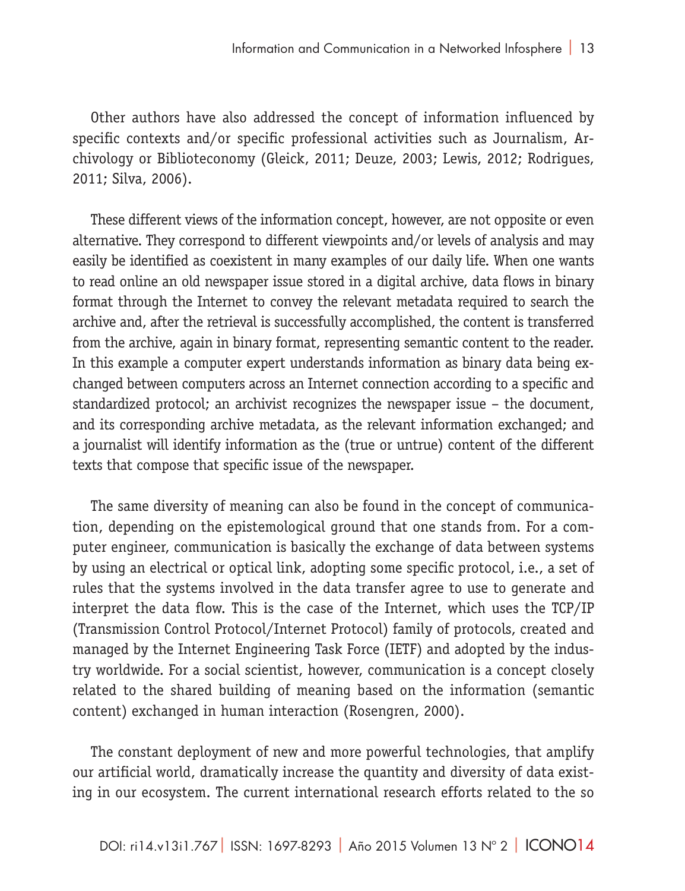Other authors have also addressed the concept of information influenced by specific contexts and/or specific professional activities such as Journalism, Archivology or Biblioteconomy (Gleick, 2011; Deuze, 2003; Lewis, 2012; Rodrigues, 2011; Silva, 2006).

These different views of the information concept, however, are not opposite or even alternative. They correspond to different viewpoints and/or levels of analysis and may easily be identified as coexistent in many examples of our daily life. When one wants to read online an old newspaper issue stored in a digital archive, data flows in binary format through the Internet to convey the relevant metadata required to search the archive and, after the retrieval is successfully accomplished, the content is transferred from the archive, again in binary format, representing semantic content to the reader. In this example a computer expert understands information as binary data being exchanged between computers across an Internet connection according to a specific and standardized protocol; an archivist recognizes the newspaper issue – the document, and its corresponding archive metadata, as the relevant information exchanged; and a journalist will identify information as the (true or untrue) content of the different texts that compose that specific issue of the newspaper.

The same diversity of meaning can also be found in the concept of communication, depending on the epistemological ground that one stands from. For a computer engineer, communication is basically the exchange of data between systems by using an electrical or optical link, adopting some specific protocol, i.e., a set of rules that the systems involved in the data transfer agree to use to generate and interpret the data flow. This is the case of the Internet, which uses the TCP/IP (Transmission Control Protocol/Internet Protocol) family of protocols, created and managed by the Internet Engineering Task Force (IETF) and adopted by the industry worldwide. For a social scientist, however, communication is a concept closely related to the shared building of meaning based on the information (semantic content) exchanged in human interaction (Rosengren, 2000).

The constant deployment of new and more powerful technologies, that amplify our artificial world, dramatically increase the quantity and diversity of data existing in our ecosystem. The current international research efforts related to the so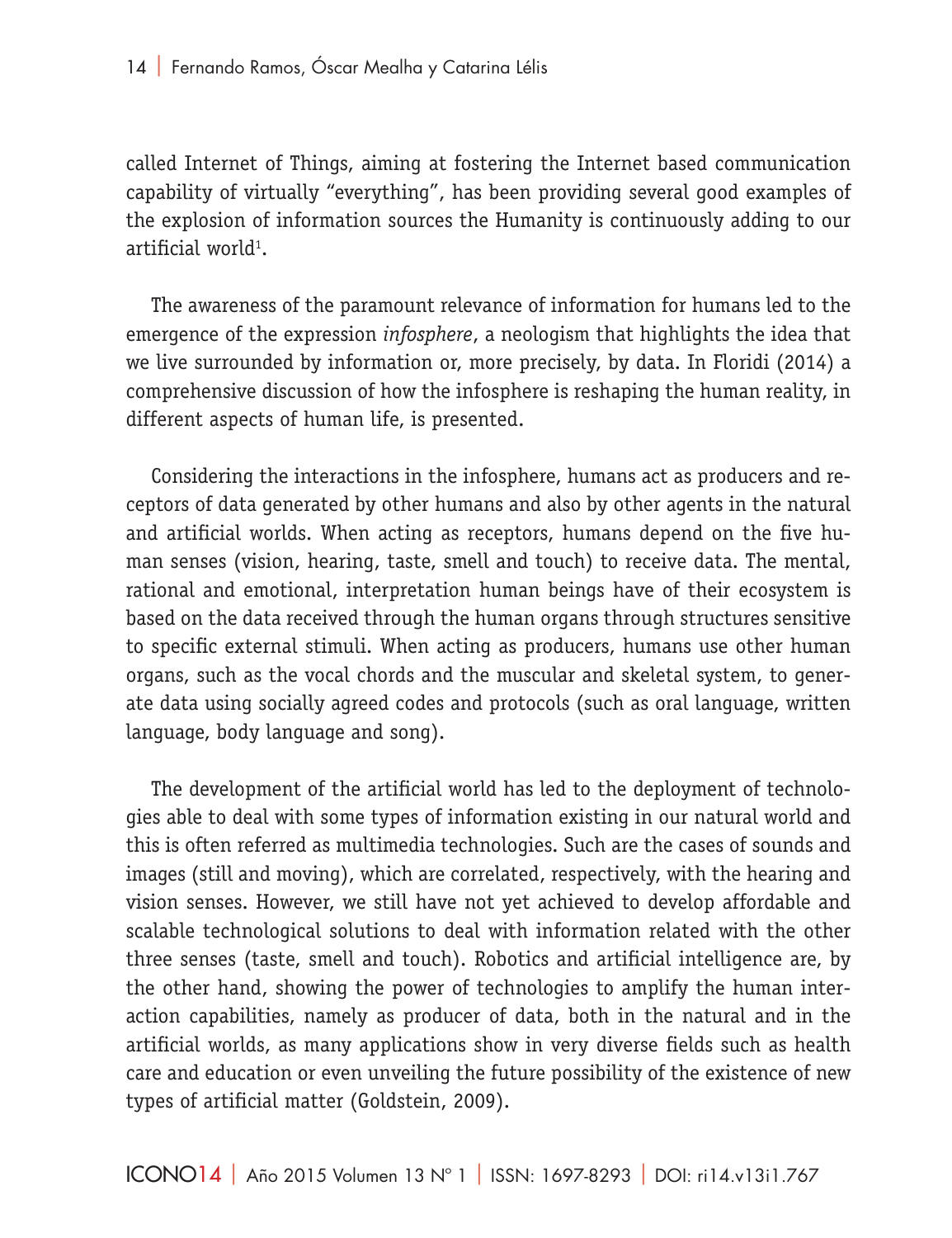called Internet of Things, aiming at fostering the Internet based communication capability of virtually "everything", has been providing several good examples of the explosion of information sources the Humanity is continuously adding to our artificial world[1].

The awareness of the paramount relevance of information for humans led to the emergence of the expression *infosphere*, a neologism that highlights the idea that we live surrounded by information or, more precisely, by data. In Floridi (2014) a comprehensive discussion of how the infosphere is reshaping the human reality, in different aspects of human life, is presented.

Considering the interactions in the infosphere, humans act as producers and receptors of data generated by other humans and also by other agents in the natural and artificial worlds. When acting as receptors, humans depend on the five human senses (vision, hearing, taste, smell and touch) to receive data. The mental, rational and emotional, interpretation human beings have of their ecosystem is based on the data received through the human organs through structures sensitive to specific external stimuli. When acting as producers, humans use other human organs, such as the vocal chords and the muscular and skeletal system, to generate data using socially agreed codes and protocols (such as oral language, written language, body language and song).

The development of the artificial world has led to the deployment of technologies able to deal with some types of information existing in our natural world and this is often referred as multimedia technologies. Such are the cases of sounds and images (still and moving), which are correlated, respectively, with the hearing and vision senses. However, we still have not yet achieved to develop affordable and scalable technological solutions to deal with information related with the other three senses (taste, smell and touch). Robotics and artificial intelligence are, by the other hand, showing the power of technologies to amplify the human interaction capabilities, namely as producer of data, both in the natural and in the artificial worlds, as many applications show in very diverse fields such as health care and education or even unveiling the future possibility of the existence of new types of artificial matter (Goldstein, 2009).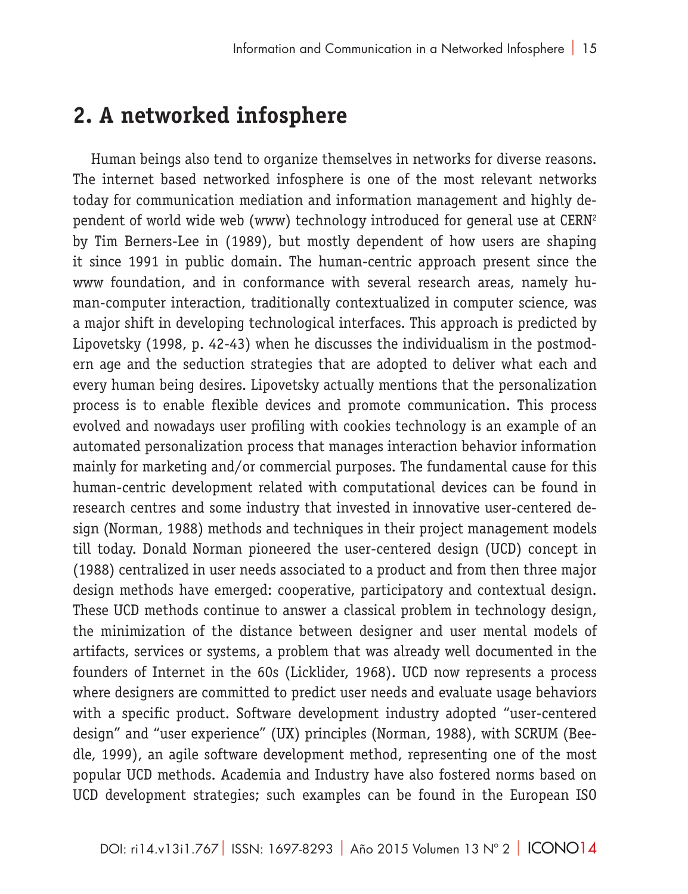## 2. A networked infosphere

Human beings also tend to organize themselves in networks for diverse reasons. The internet based networked infosphere is one of the most relevant networks today for communication mediation and information management and highly dependent of world wide web (www) technology introduced for general use at CERN[2] by Tim Berners-Lee in (1989), but mostly dependent of how users are shaping it since 1991 in public domain. The human-centric approach present since the www foundation, and in conformance with several research areas, namely human-computer interaction, traditionally contextualized in computer science, was a major shift in developing technological interfaces. This approach is predicted by Lipovetsky (1998, p. 42-43) when he discusses the individualism in the postmodern age and the seduction strategies that are adopted to deliver what each and every human being desires. Lipovetsky actually mentions that the personalization process is to enable flexible devices and promote communication. This process evolved and nowadays user profiling with cookies technology is an example of an automated personalization process that manages interaction behavior information mainly for marketing and/or commercial purposes. The fundamental cause for this human-centric development related with computational devices can be found in research centres and some industry that invested in innovative user-centered design (Norman, 1988) methods and techniques in their project management models till today. Donald Norman pioneered the user-centered design (UCD) concept in (1988) centralized in user needs associated to a product and from then three major design methods have emerged: cooperative, participatory and contextual design. These UCD methods continue to answer a classical problem in technology design, the minimization of the distance between designer and user mental models of artifacts, services or systems, a problem that was already well documented in the founders of Internet in the 60s (Licklider, 1968). UCD now represents a process where designers are committed to predict user needs and evaluate usage behaviors with a specific product. Software development industry adopted "user-centered design" and "user experience" (UX) principles (Norman, 1988), with SCRUM (Beedle, 1999), an agile software development method, representing one of the most popular UCD methods. Academia and Industry have also fostered norms based on UCD development strategies; such examples can be found in the European ISO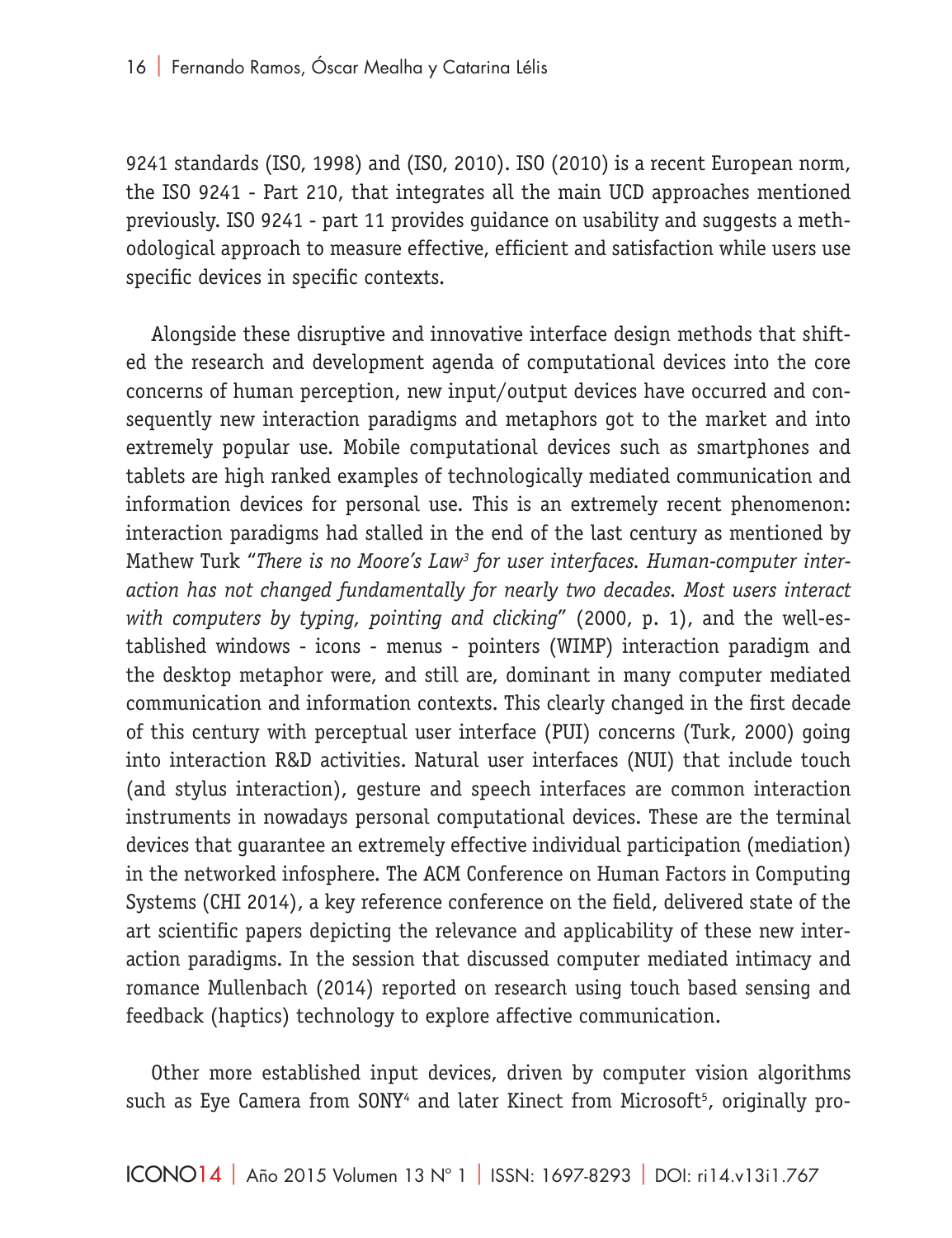9241 standards (ISO, 1998) and (ISO, 2010). ISO (2010) is a recent European norm, the ISO 9241 - Part 210, that integrates all the main UCD approaches mentioned previously. ISO 9241 - part 11 provides guidance on usability and suggests a methodological approach to measure effective, efficient and satisfaction while users use specific devices in specific contexts.

Alongside these disruptive and innovative interface design methods that shifted the research and development agenda of computational devices into the core concerns of human perception, new input/output devices have occurred and consequently new interaction paradigms and metaphors got to the market and into extremely popular use. Mobile computational devices such as smartphones and tablets are high ranked examples of technologically mediated communication and information devices for personal use. This is an extremely recent phenomenon: interaction paradigms had stalled in the end of the last century as mentioned by Mathew Turk "*There is no Moore's Law*[3] *for user interfaces. Human-computer interaction has not changed fundamentally for nearly two decades. Most users interact with computers by typing, pointing and clicking*" (2000, p. 1), and the well-established windows - icons - menus - pointers (WIMP) interaction paradigm and the desktop metaphor were, and still are, dominant in many computer mediated communication and information contexts. This clearly changed in the first decade of this century with perceptual user interface (PUI) concerns (Turk, 2000) going into interaction R&D activities. Natural user interfaces (NUI) that include touch (and stylus interaction), gesture and speech interfaces are common interaction instruments in nowadays personal computational devices. These are the terminal devices that guarantee an extremely effective individual participation (mediation) in the networked infosphere. The ACM Conference on Human Factors in Computing Systems (CHI 2014), a key reference conference on the field, delivered state of the art scientific papers depicting the relevance and applicability of these new interaction paradigms. In the session that discussed computer mediated intimacy and romance Mullenbach (2014) reported on research using touch based sensing and feedback (haptics) technology to explore affective communication.

Other more established input devices, driven by computer vision algorithms such as Eye Camera from SONY[4] and later Kinect from Microsoft[5], originally pro-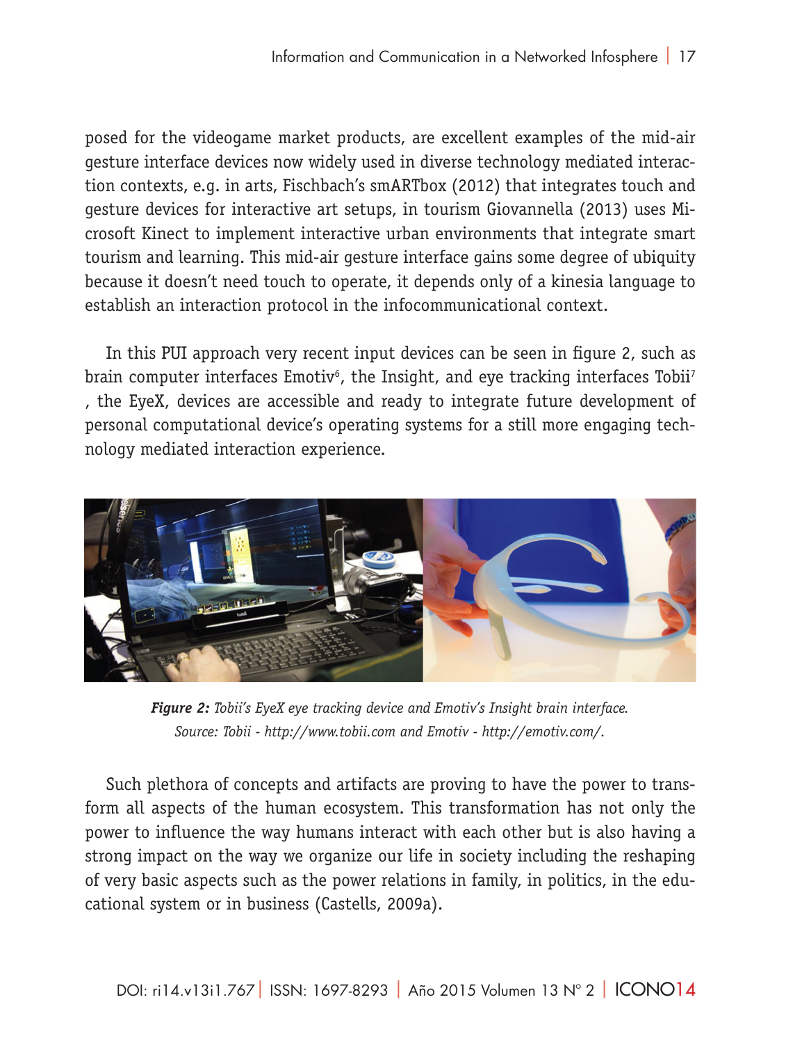posed for the videogame market products, are excellent examples of the mid-air gesture interface devices now widely used in diverse technology mediated interaction contexts, e.g. in arts, Fischbach's smARTbox (2012) that integrates touch and gesture devices for interactive art setups, in tourism Giovannella (2013) uses Microsoft Kinect to implement interactive urban environments that integrate smart tourism and learning. This mid-air gesture interface gains some degree of ubiquity because it doesn't need touch to operate, it depends only of a kinesia language to establish an interaction protocol in the infocommunicational context.

In this PUI approach very recent input devices can be seen in figure 2, such as brain computer interfaces Emotiv[6], the Insight, and eye tracking interfaces Tobii[7], the EyeX, devices are accessible and ready to integrate future development of personal computational device's operating systems for a still more engaging technology mediated interaction experience.

***Figure 2:*** *Tobii's EyeX eye tracking device and Emotiv's Insight brain interface. Source: Tobii - http://www.tobii.com and Emotiv - http://emotiv.com/.*

Such plethora of concepts and artifacts are proving to have the power to transform all aspects of the human ecosystem. This transformation has not only the power to influence the way humans interact with each other but is also having a strong impact on the way we organize our life in society including the reshaping of very basic aspects such as the power relations in family, in politics, in the educational system or in business (Castells, 2009a).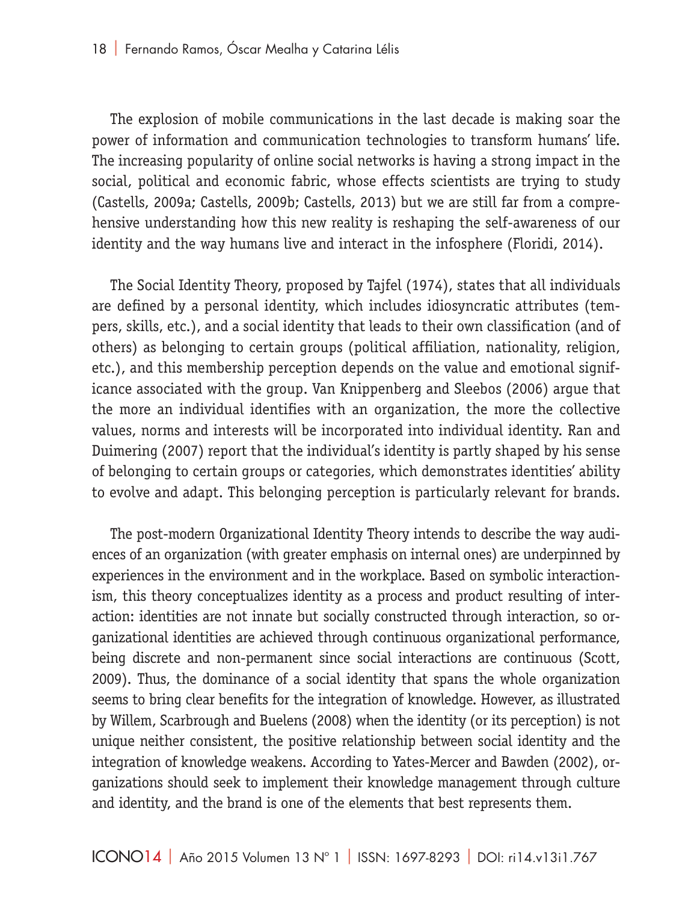The explosion of mobile communications in the last decade is making soar the power of information and communication technologies to transform humans' life. The increasing popularity of online social networks is having a strong impact in the social, political and economic fabric, whose effects scientists are trying to study (Castells, 2009a; Castells, 2009b; Castells, 2013) but we are still far from a comprehensive understanding how this new reality is reshaping the self-awareness of our identity and the way humans live and interact in the infosphere (Floridi, 2014).

The Social Identity Theory, proposed by Tajfel (1974), states that all individuals are defined by a personal identity, which includes idiosyncratic attributes (tempers, skills, etc.), and a social identity that leads to their own classification (and of others) as belonging to certain groups (political affiliation, nationality, religion, etc.), and this membership perception depends on the value and emotional significance associated with the group. Van Knippenberg and Sleebos (2006) argue that the more an individual identifies with an organization, the more the collective values, norms and interests will be incorporated into individual identity. Ran and Duimering (2007) report that the individual's identity is partly shaped by his sense of belonging to certain groups or categories, which demonstrates identities' ability to evolve and adapt. This belonging perception is particularly relevant for brands.

The post-modern Organizational Identity Theory intends to describe the way audiences of an organization (with greater emphasis on internal ones) are underpinned by experiences in the environment and in the workplace. Based on symbolic interactionism, this theory conceptualizes identity as a process and product resulting of interaction: identities are not innate but socially constructed through interaction, so organizational identities are achieved through continuous organizational performance, being discrete and non-permanent since social interactions are continuous (Scott, 2009). Thus, the dominance of a social identity that spans the whole organization seems to bring clear benefits for the integration of knowledge. However, as illustrated by Willem, Scarbrough and Buelens (2008) when the identity (or its perception) is not unique neither consistent, the positive relationship between social identity and the integration of knowledge weakens. According to Yates-Mercer and Bawden (2002), organizations should seek to implement their knowledge management through culture and identity, and the brand is one of the elements that best represents them.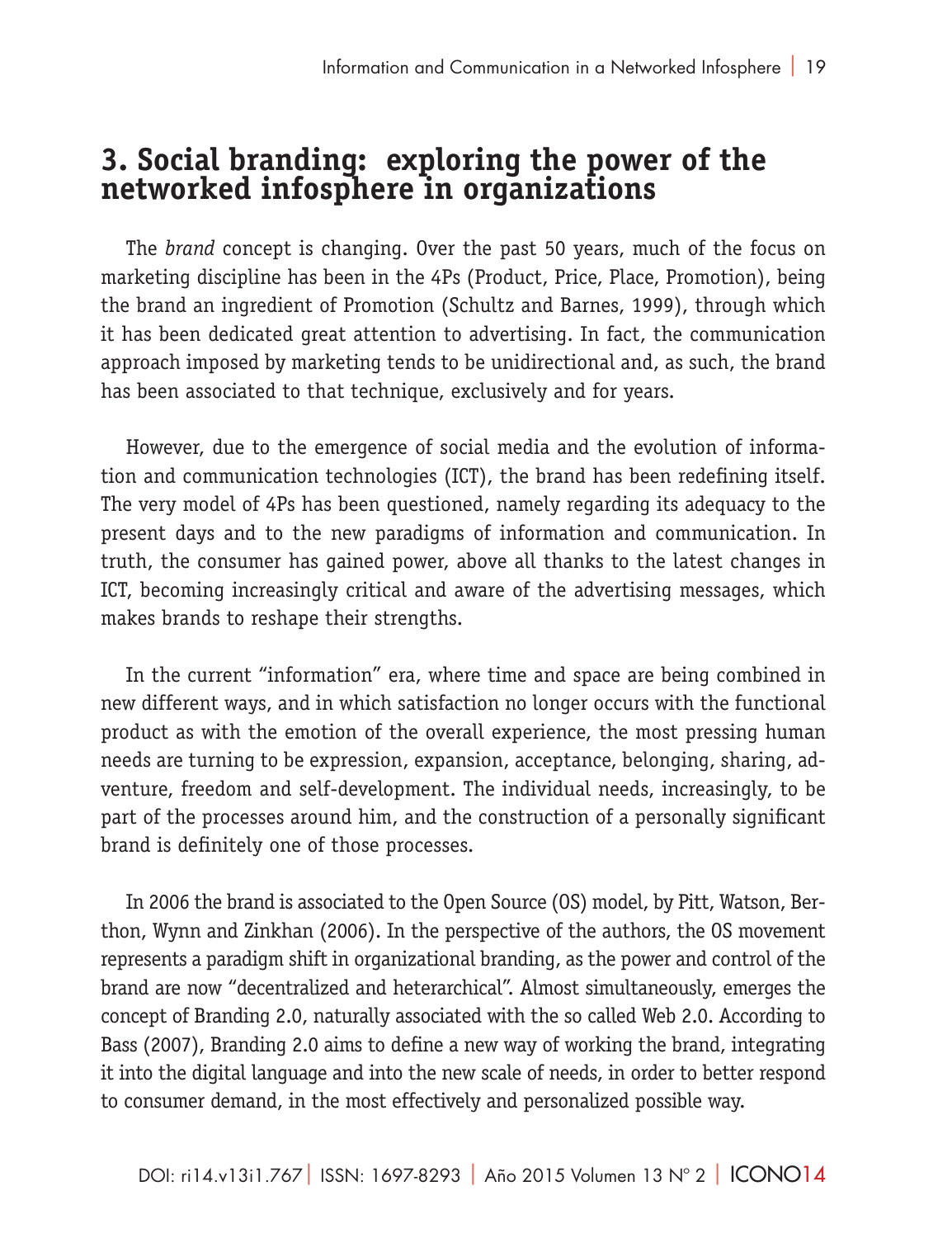## 3. Social branding: exploring the power of the networked infosphere in organizations

The *brand* concept is changing. Over the past 50 years, much of the focus on marketing discipline has been in the 4Ps (Product, Price, Place, Promotion), being the brand an ingredient of Promotion (Schultz and Barnes, 1999), through which it has been dedicated great attention to advertising. In fact, the communication approach imposed by marketing tends to be unidirectional and, as such, the brand has been associated to that technique, exclusively and for years.

However, due to the emergence of social media and the evolution of information and communication technologies (ICT), the brand has been redefining itself. The very model of 4Ps has been questioned, namely regarding its adequacy to the present days and to the new paradigms of information and communication. In truth, the consumer has gained power, above all thanks to the latest changes in ICT, becoming increasingly critical and aware of the advertising messages, which makes brands to reshape their strengths.

In the current "information" era, where time and space are being combined in new different ways, and in which satisfaction no longer occurs with the functional product as with the emotion of the overall experience, the most pressing human needs are turning to be expression, expansion, acceptance, belonging, sharing, adventure, freedom and self-development. The individual needs, increasingly, to be part of the processes around him, and the construction of a personally significant brand is definitely one of those processes.

In 2006 the brand is associated to the Open Source (OS) model, by Pitt, Watson, Berthon, Wynn and Zinkhan (2006). In the perspective of the authors, the OS movement represents a paradigm shift in organizational branding, as the power and control of the brand are now "decentralized and heterarchical". Almost simultaneously, emerges the concept of Branding 2.0, naturally associated with the so called Web 2.0. According to Bass (2007), Branding 2.0 aims to define a new way of working the brand, integrating it into the digital language and into the new scale of needs, in order to better respond to consumer demand, in the most effectively and personalized possible way.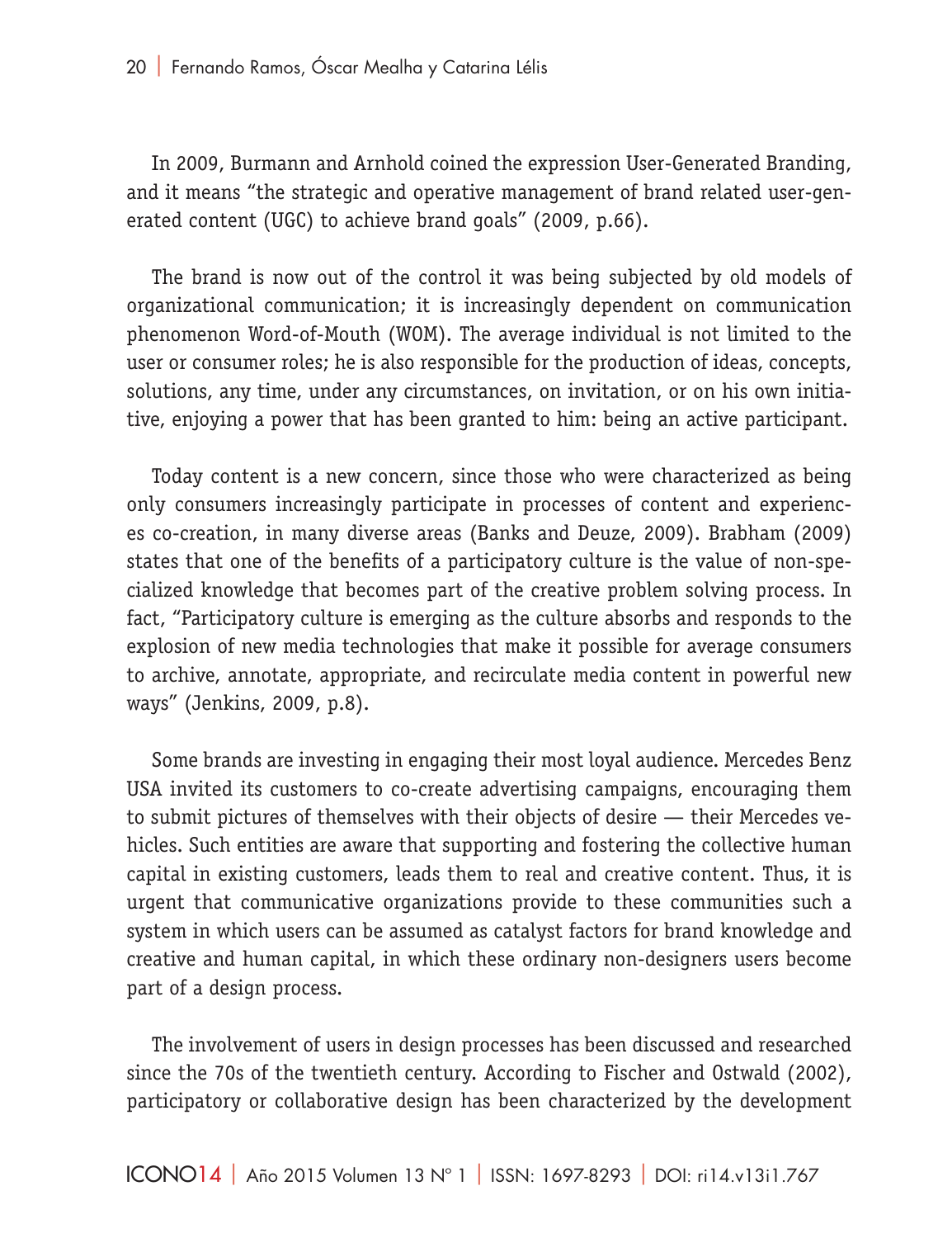In 2009, Burmann and Arnhold coined the expression User-Generated Branding, and it means "the strategic and operative management of brand related user-generated content (UGC) to achieve brand goals" (2009, p.66).

The brand is now out of the control it was being subjected by old models of organizational communication; it is increasingly dependent on communication phenomenon Word-of-Mouth (WOM). The average individual is not limited to the user or consumer roles; he is also responsible for the production of ideas, concepts, solutions, any time, under any circumstances, on invitation, or on his own initiative, enjoying a power that has been granted to him: being an active participant.

Today content is a new concern, since those who were characterized as being only consumers increasingly participate in processes of content and experiences co-creation, in many diverse areas (Banks and Deuze, 2009). Brabham (2009) states that one of the benefits of a participatory culture is the value of non-specialized knowledge that becomes part of the creative problem solving process. In fact, "Participatory culture is emerging as the culture absorbs and responds to the explosion of new media technologies that make it possible for average consumers to archive, annotate, appropriate, and recirculate media content in powerful new ways" (Jenkins, 2009, p.8).

Some brands are investing in engaging their most loyal audience. Mercedes Benz USA invited its customers to co-create advertising campaigns, encouraging them to submit pictures of themselves with their objects of desire — their Mercedes vehicles. Such entities are aware that supporting and fostering the collective human capital in existing customers, leads them to real and creative content. Thus, it is urgent that communicative organizations provide to these communities such a system in which users can be assumed as catalyst factors for brand knowledge and creative and human capital, in which these ordinary non-designers users become part of a design process.

The involvement of users in design processes has been discussed and researched since the 70s of the twentieth century. According to Fischer and Ostwald (2002), participatory or collaborative design has been characterized by the development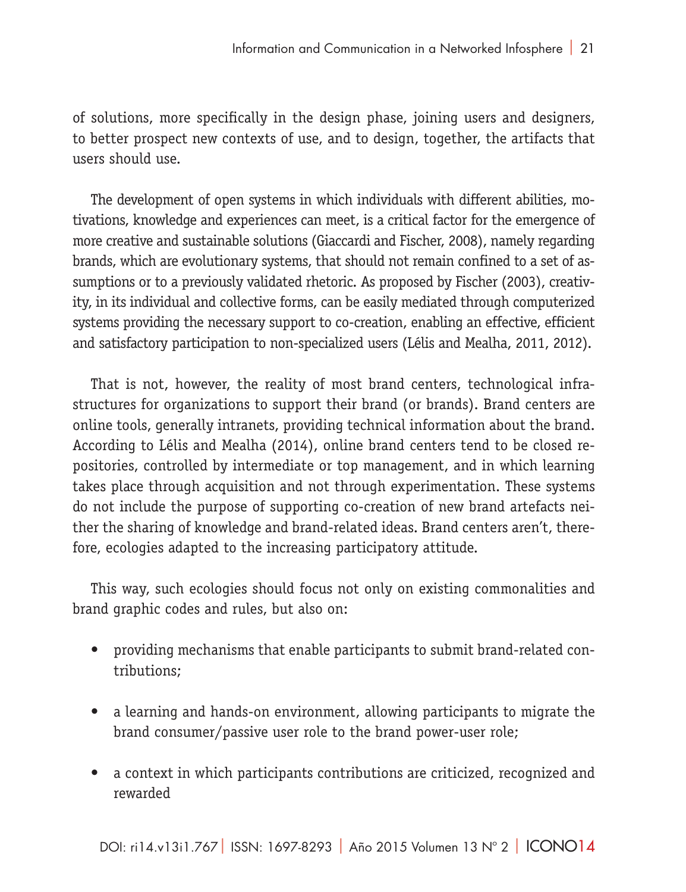of solutions, more specifically in the design phase, joining users and designers, to better prospect new contexts of use, and to design, together, the artifacts that users should use.

The development of open systems in which individuals with different abilities, motivations, knowledge and experiences can meet, is a critical factor for the emergence of more creative and sustainable solutions (Giaccardi and Fischer, 2008), namely regarding brands, which are evolutionary systems, that should not remain confined to a set of assumptions or to a previously validated rhetoric. As proposed by Fischer (2003), creativity, in its individual and collective forms, can be easily mediated through computerized systems providing the necessary support to co-creation, enabling an effective, efficient and satisfactory participation to non-specialized users (Lélis and Mealha, 2011, 2012).

That is not, however, the reality of most brand centers, technological infrastructures for organizations to support their brand (or brands). Brand centers are online tools, generally intranets, providing technical information about the brand. According to Lélis and Mealha (2014), online brand centers tend to be closed repositories, controlled by intermediate or top management, and in which learning takes place through acquisition and not through experimentation. These systems do not include the purpose of supporting co-creation of new brand artefacts neither the sharing of knowledge and brand-related ideas. Brand centers aren't, therefore, ecologies adapted to the increasing participatory attitude.

This way, such ecologies should focus not only on existing commonalities and brand graphic codes and rules, but also on:

- providing mechanisms that enable participants to submit brand-related contributions;
- a learning and hands-on environment, allowing participants to migrate the brand consumer/passive user role to the brand power-user role;
- a context in which participants contributions are criticized, recognized and rewarded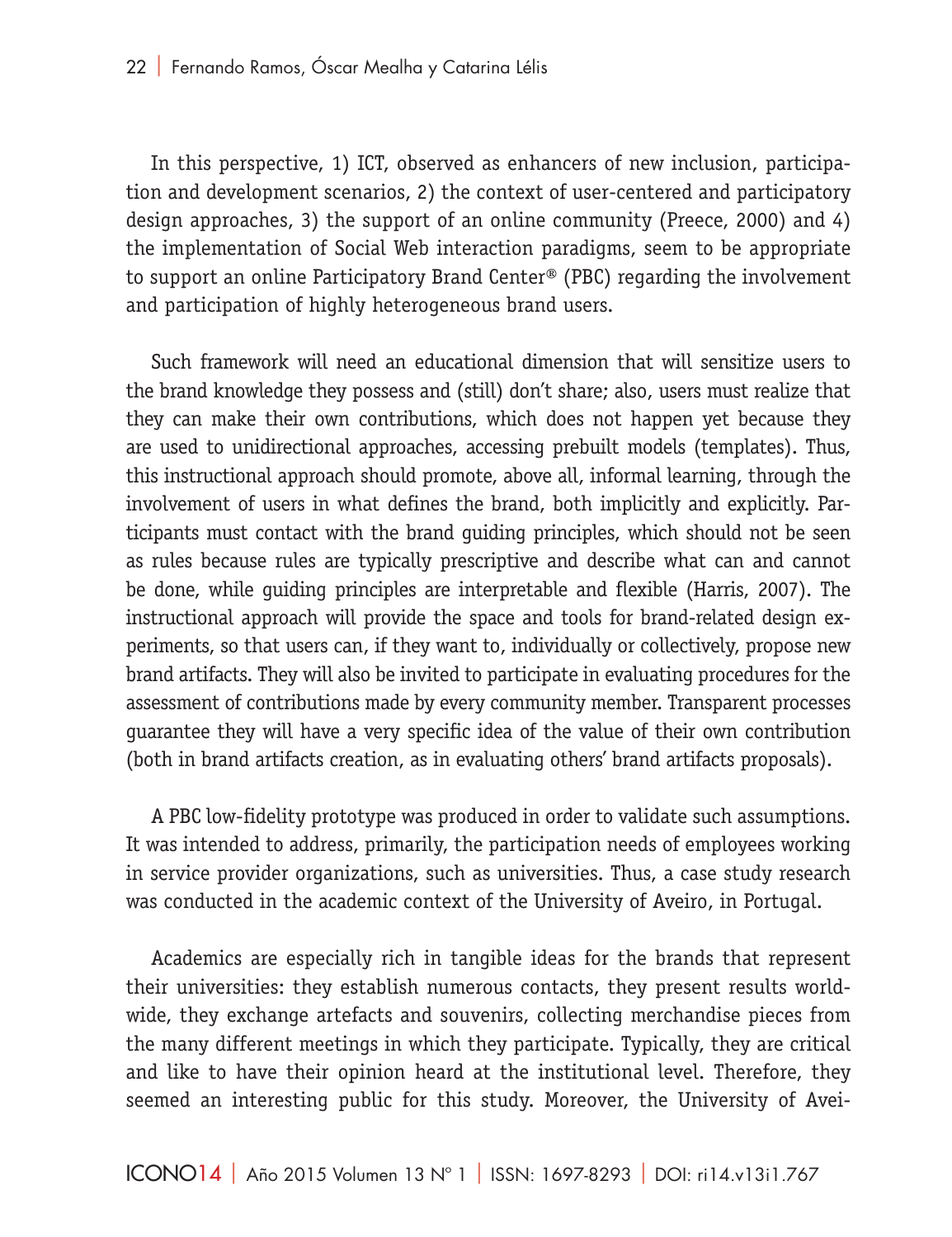In this perspective, 1) ICT, observed as enhancers of new inclusion, participation and development scenarios, 2) the context of user-centered and participatory design approaches, 3) the support of an online community (Preece, 2000) and 4) the implementation of Social Web interaction paradigms, seem to be appropriate to support an online Participatory Brand Center® (PBC) regarding the involvement and participation of highly heterogeneous brand users.

Such framework will need an educational dimension that will sensitize users to the brand knowledge they possess and (still) don't share; also, users must realize that they can make their own contributions, which does not happen yet because they are used to unidirectional approaches, accessing prebuilt models (templates). Thus, this instructional approach should promote, above all, informal learning, through the involvement of users in what defines the brand, both implicitly and explicitly. Participants must contact with the brand guiding principles, which should not be seen as rules because rules are typically prescriptive and describe what can and cannot be done, while guiding principles are interpretable and flexible (Harris, 2007). The instructional approach will provide the space and tools for brand-related design experiments, so that users can, if they want to, individually or collectively, propose new brand artifacts. They will also be invited to participate in evaluating procedures for the assessment of contributions made by every community member. Transparent processes guarantee they will have a very specific idea of the value of their own contribution (both in brand artifacts creation, as in evaluating others' brand artifacts proposals).

A PBC low-fidelity prototype was produced in order to validate such assumptions. It was intended to address, primarily, the participation needs of employees working in service provider organizations, such as universities. Thus, a case study research was conducted in the academic context of the University of Aveiro, in Portugal.

Academics are especially rich in tangible ideas for the brands that represent their universities: they establish numerous contacts, they present results worldwide, they exchange artefacts and souvenirs, collecting merchandise pieces from the many different meetings in which they participate. Typically, they are critical and like to have their opinion heard at the institutional level. Therefore, they seemed an interesting public for this study. Moreover, the University of Avei-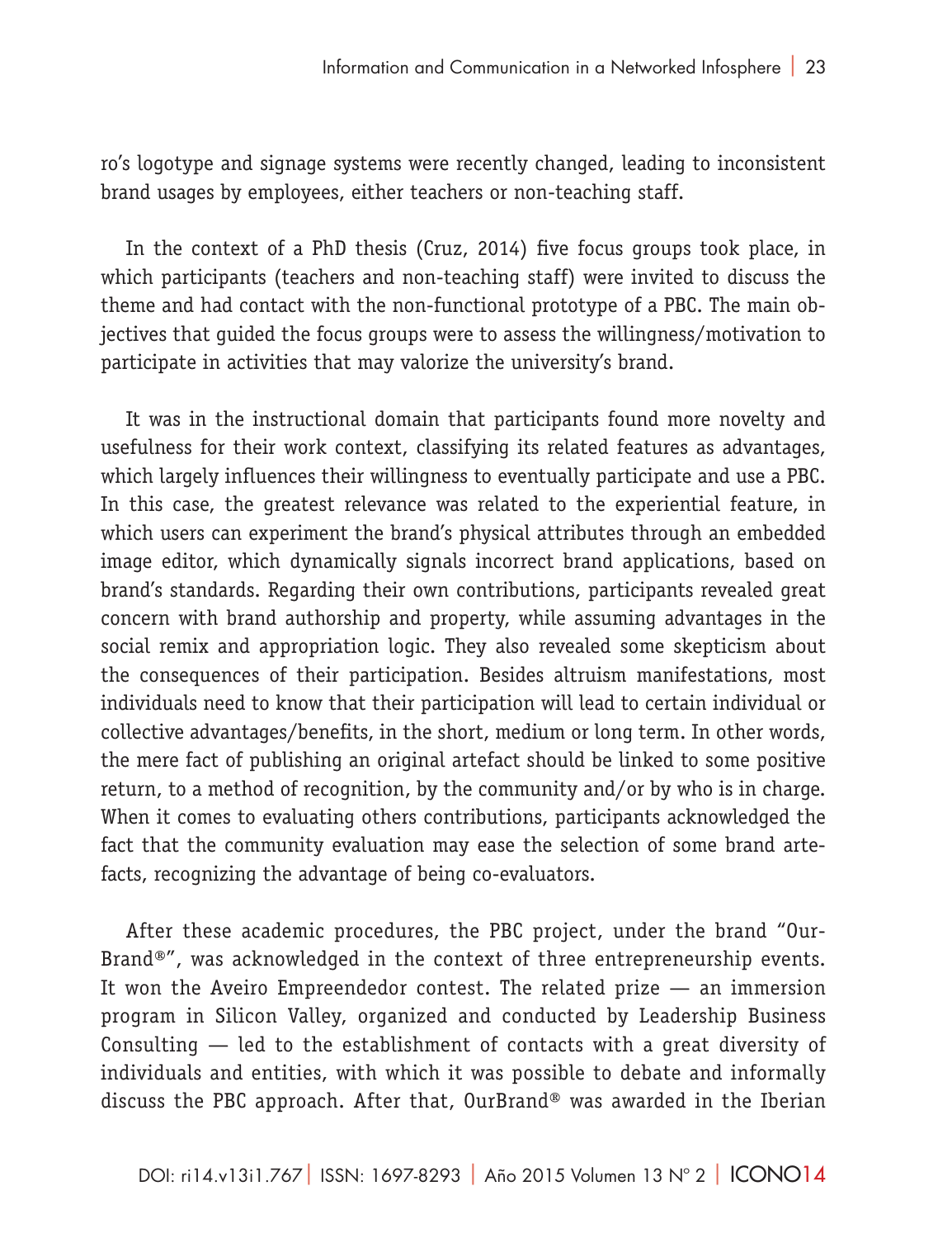ro's logotype and signage systems were recently changed, leading to inconsistent brand usages by employees, either teachers or non-teaching staff.

In the context of a PhD thesis (Cruz, 2014) five focus groups took place, in which participants (teachers and non-teaching staff) were invited to discuss the theme and had contact with the non-functional prototype of a PBC. The main objectives that guided the focus groups were to assess the willingness/motivation to participate in activities that may valorize the university's brand.

It was in the instructional domain that participants found more novelty and usefulness for their work context, classifying its related features as advantages, which largely influences their willingness to eventually participate and use a PBC. In this case, the greatest relevance was related to the experiential feature, in which users can experiment the brand's physical attributes through an embedded image editor, which dynamically signals incorrect brand applications, based on brand's standards. Regarding their own contributions, participants revealed great concern with brand authorship and property, while assuming advantages in the social remix and appropriation logic. They also revealed some skepticism about the consequences of their participation. Besides altruism manifestations, most individuals need to know that their participation will lead to certain individual or collective advantages/benefits, in the short, medium or long term. In other words, the mere fact of publishing an original artefact should be linked to some positive return, to a method of recognition, by the community and/or by who is in charge. When it comes to evaluating others contributions, participants acknowledged the fact that the community evaluation may ease the selection of some brand artefacts, recognizing the advantage of being co-evaluators.

After these academic procedures, the PBC project, under the brand "OurBrand®", was acknowledged in the context of three entrepreneurship events. It won the Aveiro Empreendedor contest. The related prize — an immersion program in Silicon Valley, organized and conducted by Leadership Business Consulting — led to the establishment of contacts with a great diversity of individuals and entities, with which it was possible to debate and informally discuss the PBC approach. After that, OurBrand® was awarded in the Iberian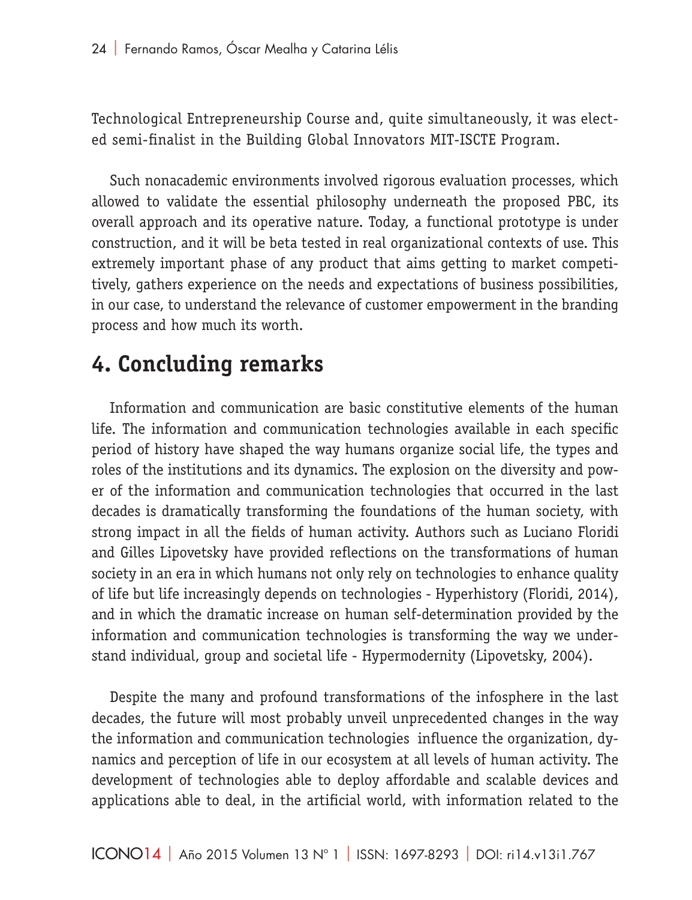Technological Entrepreneurship Course and, quite simultaneously, it was elected semi-finalist in the Building Global Innovators MIT-ISCTE Program.

Such nonacademic environments involved rigorous evaluation processes, which allowed to validate the essential philosophy underneath the proposed PBC, its overall approach and its operative nature. Today, a functional prototype is under construction, and it will be beta tested in real organizational contexts of use. This extremely important phase of any product that aims getting to market competitively, gathers experience on the needs and expectations of business possibilities, in our case, to understand the relevance of customer empowerment in the branding process and how much its worth.

## 4. Concluding remarks

Information and communication are basic constitutive elements of the human life. The information and communication technologies available in each specific period of history have shaped the way humans organize social life, the types and roles of the institutions and its dynamics. The explosion on the diversity and power of the information and communication technologies that occurred in the last decades is dramatically transforming the foundations of the human society, with strong impact in all the fields of human activity. Authors such as Luciano Floridi and Gilles Lipovetsky have provided reflections on the transformations of human society in an era in which humans not only rely on technologies to enhance quality of life but life increasingly depends on technologies - Hyperhistory (Floridi, 2014), and in which the dramatic increase on human self-determination provided by the information and communication technologies is transforming the way we understand individual, group and societal life - Hypermodernity (Lipovetsky, 2004).

Despite the many and profound transformations of the infosphere in the last decades, the future will most probably unveil unprecedented changes in the way the information and communication technologies influence the organization, dynamics and perception of life in our ecosystem at all levels of human activity. The development of technologies able to deploy affordable and scalable devices and applications able to deal, in the artificial world, with information related to the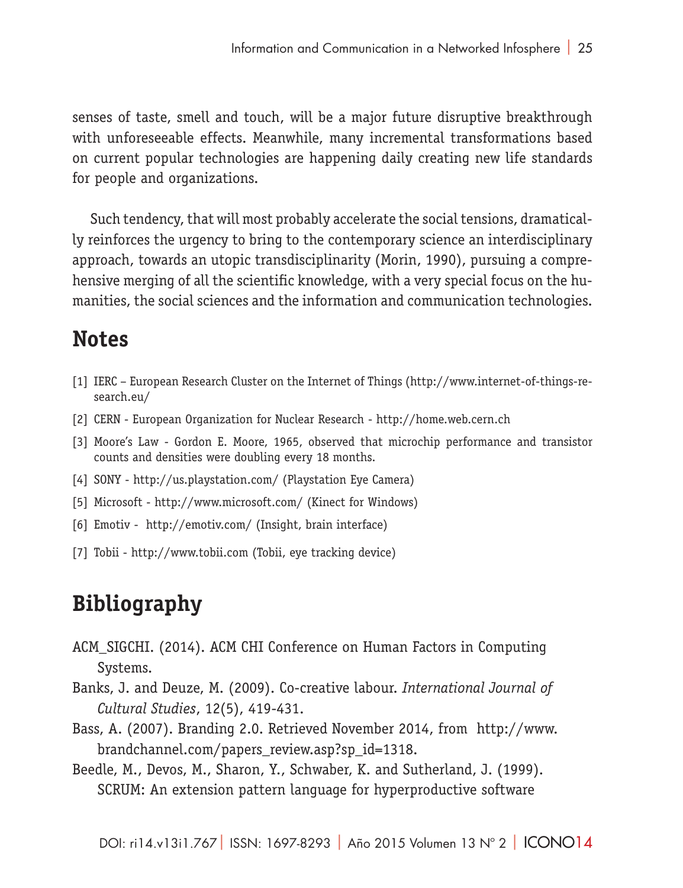senses of taste, smell and touch, will be a major future disruptive breakthrough with unforeseeable effects. Meanwhile, many incremental transformations based on current popular technologies are happening daily creating new life standards for people and organizations.

Such tendency, that will most probably accelerate the social tensions, dramatically reinforces the urgency to bring to the contemporary science an interdisciplinary approach, towards an utopic transdisciplinarity (Morin, 1990), pursuing a comprehensive merging of all the scientific knowledge, with a very special focus on the humanities, the social sciences and the information and communication technologies.

## Notes

[1] IERC – European Research Cluster on the Internet of Things (http://www.internet-of-things-research.eu/

[2] CERN - European Organization for Nuclear Research - http://home.web.cern.ch

[3] Moore's Law - Gordon E. Moore, 1965, observed that microchip performance and transistor counts and densities were doubling every 18 months.

[4] SONY - http://us.playstation.com/ (Playstation Eye Camera)

[5] Microsoft - http://www.microsoft.com/ (Kinect for Windows)

[6] Emotiv - http://emotiv.com/ (Insight, brain interface)

[7] Tobii - http://www.tobii.com (Tobii, eye tracking device)

## Bibliography

ACM_SIGCHI. (2014). ACM CHI Conference on Human Factors in Computing Systems.

Banks, J. and Deuze, M. (2009). Co-creative labour. *International Journal of Cultural Studies*, 12(5), 419-431.

Bass, A. (2007). Branding 2.0. Retrieved November 2014, from http://www.brandchannel.com/papers_review.asp?sp_id=1318.

Beedle, M., Devos, M., Sharon, Y., Schwaber, K. and Sutherland, J. (1999). SCRUM: An extension pattern language for hyperproductive software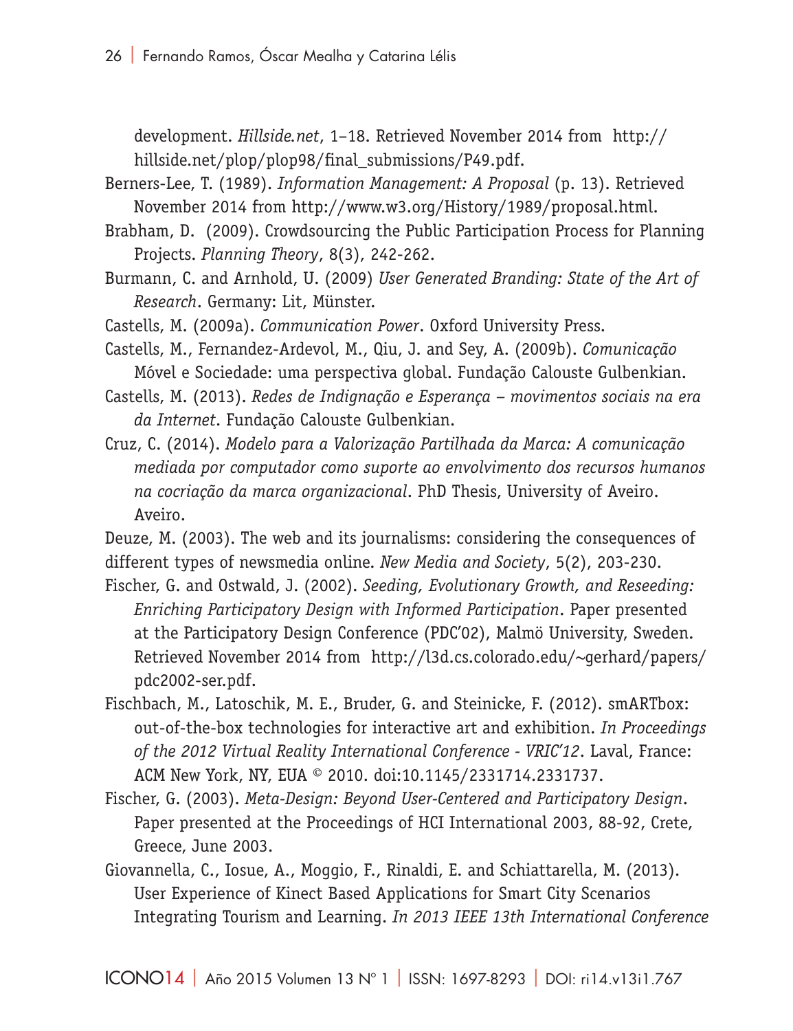development. *Hillside.net*, 1–18. Retrieved November 2014 from http://hillside.net/plop/plop98/final_submissions/P49.pdf.

Berners-Lee, T. (1989). *Information Management: A Proposal* (p. 13). Retrieved November 2014 from http://www.w3.org/History/1989/proposal.html.

Brabham, D. (2009). Crowdsourcing the Public Participation Process for Planning Projects. *Planning Theory*, 8(3), 242-262.

Burmann, C. and Arnhold, U. (2009) *User Generated Branding: State of the Art of Research*. Germany: Lit, Münster.

Castells, M. (2009a). *Communication Power*. Oxford University Press.

Castells, M., Fernandez-Ardevol, M., Qiu, J. and Sey, A. (2009b). *Comunicação* Móvel e Sociedade: uma perspectiva global. Fundação Calouste Gulbenkian.

Castells, M. (2013). *Redes de Indignação e Esperança – movimentos sociais na era da Internet*. Fundação Calouste Gulbenkian.

Cruz, C. (2014). *Modelo para a Valorização Partilhada da Marca: A comunicação mediada por computador como suporte ao envolvimento dos recursos humanos na cocriação da marca organizacional*. PhD Thesis, University of Aveiro. Aveiro.

Deuze, M. (2003). The web and its journalisms: considering the consequences of different types of newsmedia online. *New Media and Society*, 5(2), 203-230.

Fischer, G. and Ostwald, J. (2002). *Seeding, Evolutionary Growth, and Reseeding: Enriching Participatory Design with Informed Participation*. Paper presented at the Participatory Design Conference (PDC'02), Malmö University, Sweden. Retrieved November 2014 from http://l3d.cs.colorado.edu/~gerhard/papers/pdc2002-ser.pdf.

Fischbach, M., Latoschik, M. E., Bruder, G. and Steinicke, F. (2012). smARTbox: out-of-the-box technologies for interactive art and exhibition. *In Proceedings of the 2012 Virtual Reality International Conference - VRIC'12*. Laval, France: ACM New York, NY, EUA © 2010. doi:10.1145/2331714.2331737.

Fischer, G. (2003). *Meta-Design: Beyond User-Centered and Participatory Design*. Paper presented at the Proceedings of HCI International 2003, 88-92, Crete, Greece, June 2003.

Giovannella, C., Iosue, A., Moggio, F., Rinaldi, E. and Schiattarella, M. (2013). User Experience of Kinect Based Applications for Smart City Scenarios Integrating Tourism and Learning. *In 2013 IEEE 13th International Conference*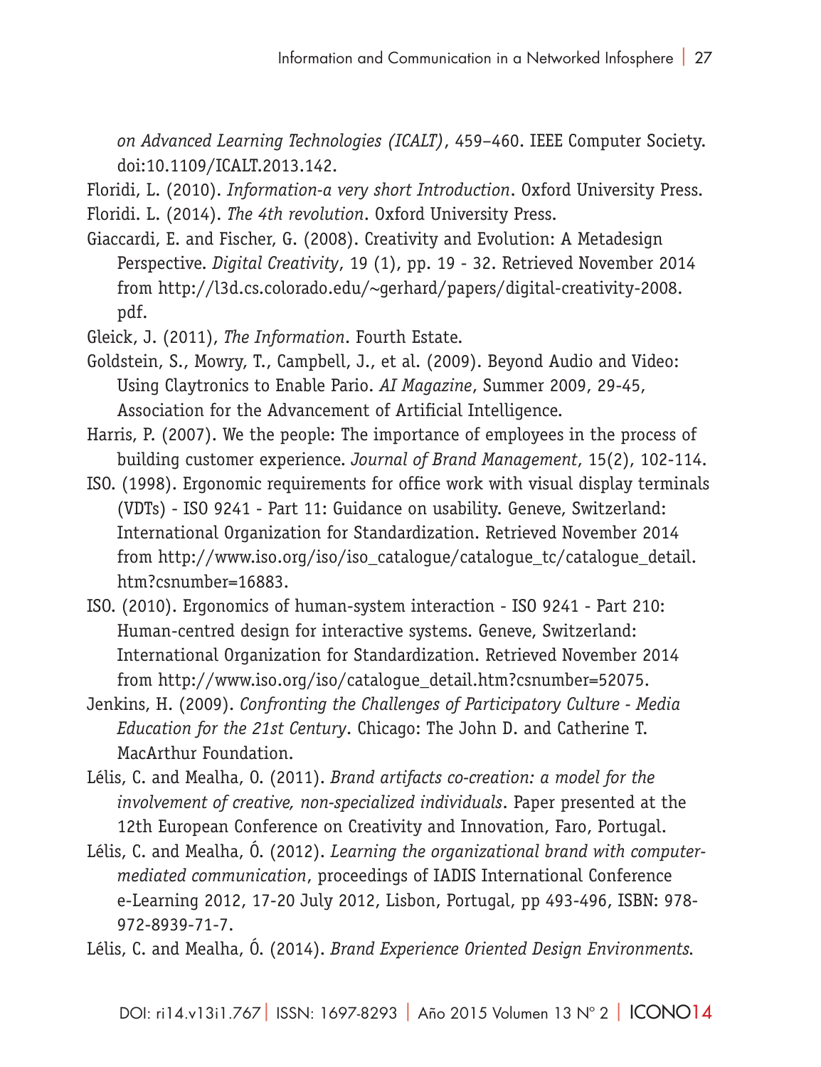*on Advanced Learning Technologies (ICALT)*, 459–460. IEEE Computer Society. doi:10.1109/ICALT.2013.142.

Floridi, L. (2010). *Information-a very short Introduction*. Oxford University Press.

Floridi. L. (2014). *The 4th revolution*. Oxford University Press.

Giaccardi, E. and Fischer, G. (2008). Creativity and Evolution: A Metadesign Perspective. *Digital Creativity*, 19 (1), pp. 19 - 32. Retrieved November 2014 from http://l3d.cs.colorado.edu/~gerhard/papers/digital-creativity-2008.pdf.

Gleick, J. (2011), *The Information*. Fourth Estate.

Goldstein, S., Mowry, T., Campbell, J., et al. (2009). Beyond Audio and Video: Using Claytronics to Enable Pario. *AI Magazine*, Summer 2009, 29-45, Association for the Advancement of Artificial Intelligence.

Harris, P. (2007). We the people: The importance of employees in the process of building customer experience. *Journal of Brand Management*, 15(2), 102-114.

ISO. (1998). Ergonomic requirements for office work with visual display terminals (VDTs) - ISO 9241 - Part 11: Guidance on usability. Geneve, Switzerland: International Organization for Standardization. Retrieved November 2014 from http://www.iso.org/iso/iso_catalogue/catalogue_tc/catalogue_detail.htm?csnumber=16883.

ISO. (2010). Ergonomics of human-system interaction - ISO 9241 - Part 210: Human-centred design for interactive systems. Geneve, Switzerland: International Organization for Standardization. Retrieved November 2014 from http://www.iso.org/iso/catalogue_detail.htm?csnumber=52075.

Jenkins, H. (2009). *Confronting the Challenges of Participatory Culture - Media Education for the 21st Century*. Chicago: The John D. and Catherine T. MacArthur Foundation.

Lélis, C. and Mealha, O. (2011). *Brand artifacts co-creation: a model for the involvement of creative, non-specialized individuals*. Paper presented at the 12th European Conference on Creativity and Innovation, Faro, Portugal.

Lélis, C. and Mealha, Ó. (2012). *Learning the organizational brand with computer-mediated communication*, proceedings of IADIS International Conference e-Learning 2012, 17-20 July 2012, Lisbon, Portugal, pp 493-496, ISBN: 978-972-8939-71-7.

Lélis, C. and Mealha, Ó. (2014). *Brand Experience Oriented Design Environments*.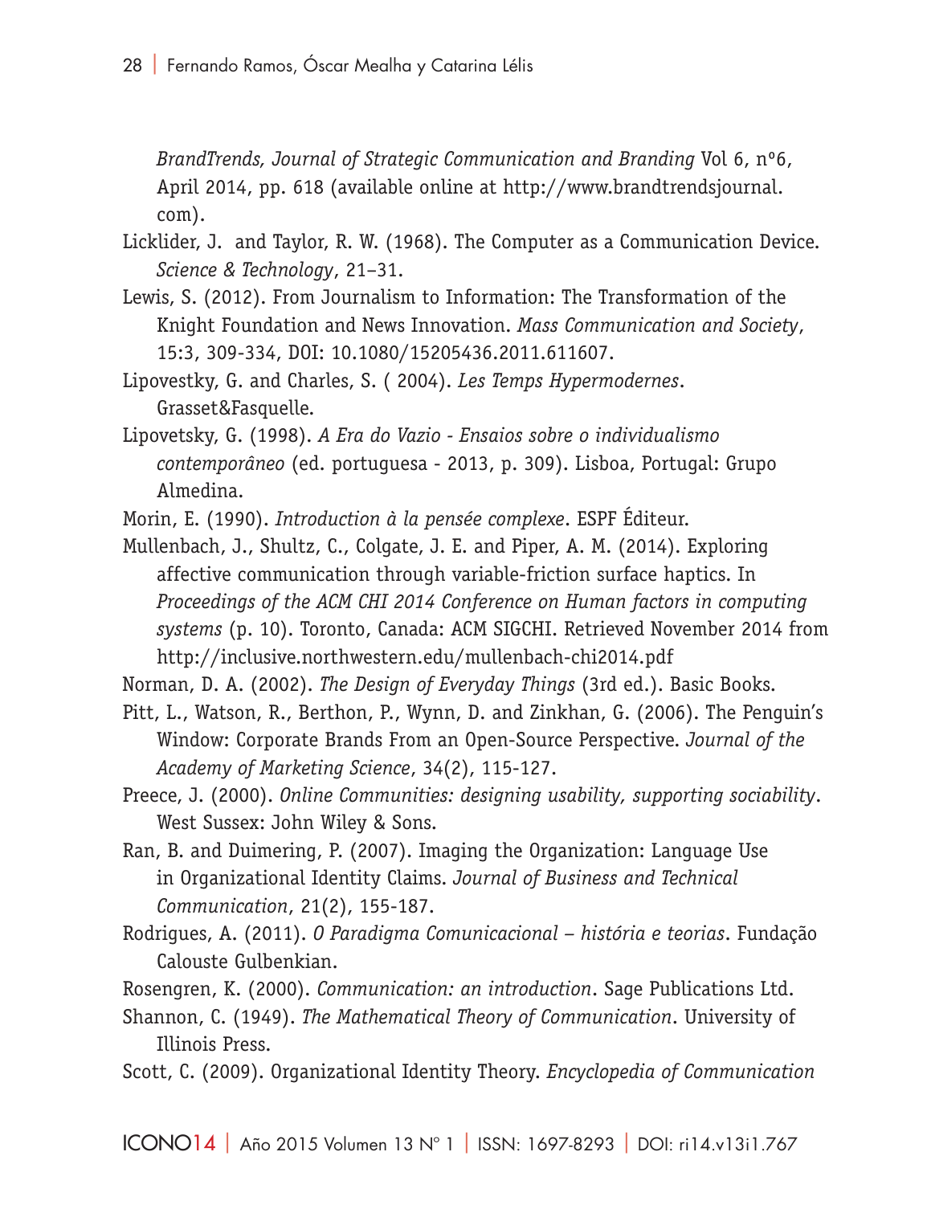*BrandTrends, Journal of Strategic Communication and Branding* Vol 6, nº6, April 2014, pp. 618 (available online at http://www.brandtrendsjournal.com).

Licklider, J. and Taylor, R. W. (1968). The Computer as a Communication Device. *Science & Technology*, 21–31.

Lewis, S. (2012). From Journalism to Information: The Transformation of the Knight Foundation and News Innovation. *Mass Communication and Society*, 15:3, 309-334, DOI: 10.1080/15205436.2011.611607.

Lipovestky, G. and Charles, S. ( 2004). *Les Temps Hypermodernes*. Grasset&Fasquelle.

Lipovetsky, G. (1998). *A Era do Vazio - Ensaios sobre o individualismo contemporâneo* (ed. portuguesa - 2013, p. 309). Lisboa, Portugal: Grupo Almedina.

Morin, E. (1990). *Introduction à la pensée complexe*. ESPF Éditeur.

Mullenbach, J., Shultz, C., Colgate, J. E. and Piper, A. M. (2014). Exploring affective communication through variable-friction surface haptics. In *Proceedings of the ACM CHI 2014 Conference on Human factors in computing systems* (p. 10). Toronto, Canada: ACM SIGCHI. Retrieved November 2014 from http://inclusive.northwestern.edu/mullenbach-chi2014.pdf

Norman, D. A. (2002). *The Design of Everyday Things* (3rd ed.). Basic Books.

Pitt, L., Watson, R., Berthon, P., Wynn, D. and Zinkhan, G. (2006). The Penguin's Window: Corporate Brands From an Open-Source Perspective. *Journal of the Academy of Marketing Science*, 34(2), 115-127.

Preece, J. (2000). *Online Communities: designing usability, supporting sociability*. West Sussex: John Wiley & Sons.

Ran, B. and Duimering, P. (2007). Imaging the Organization: Language Use in Organizational Identity Claims. *Journal of Business and Technical Communication*, 21(2), 155-187.

Rodrigues, A. (2011). *O Paradigma Comunicacional – história e teorias*. Fundação Calouste Gulbenkian.

Rosengren, K. (2000). *Communication: an introduction*. Sage Publications Ltd.

Shannon, C. (1949). *The Mathematical Theory of Communication*. University of Illinois Press.

Scott, C. (2009). Organizational Identity Theory. *Encyclopedia of Communication*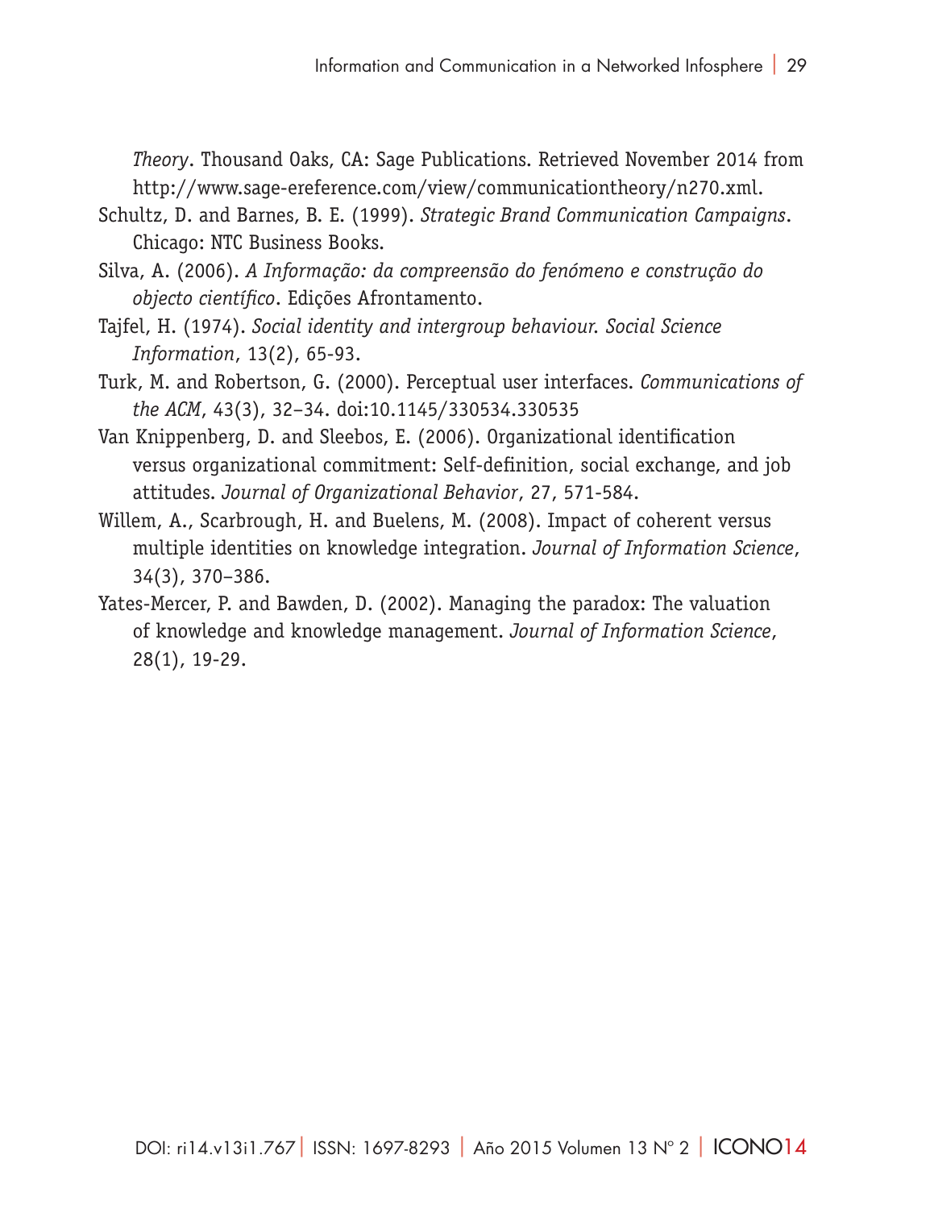*Theory*. Thousand Oaks, CA: Sage Publications. Retrieved November 2014 from http://www.sage-ereference.com/view/communicationtheory/n270.xml.

Schultz, D. and Barnes, B. E. (1999). *Strategic Brand Communication Campaigns*. Chicago: NTC Business Books.

Silva, A. (2006). *A Informação: da compreensão do fenómeno e construção do objecto científico*. Edições Afrontamento.

Tajfel, H. (1974). *Social identity and intergroup behaviour. Social Science Information*, 13(2), 65-93.

Turk, M. and Robertson, G. (2000). Perceptual user interfaces. *Communications of the ACM*, 43(3), 32–34. doi:10.1145/330534.330535

Van Knippenberg, D. and Sleebos, E. (2006). Organizational identification versus organizational commitment: Self-definition, social exchange, and job attitudes. *Journal of Organizational Behavior*, 27, 571-584.

Willem, A., Scarbrough, H. and Buelens, M. (2008). Impact of coherent versus multiple identities on knowledge integration. *Journal of Information Science*, 34(3), 370–386.

Yates-Mercer, P. and Bawden, D. (2002). Managing the paradox: The valuation of knowledge and knowledge management. *Journal of Information Science*, 28(1), 19-29.